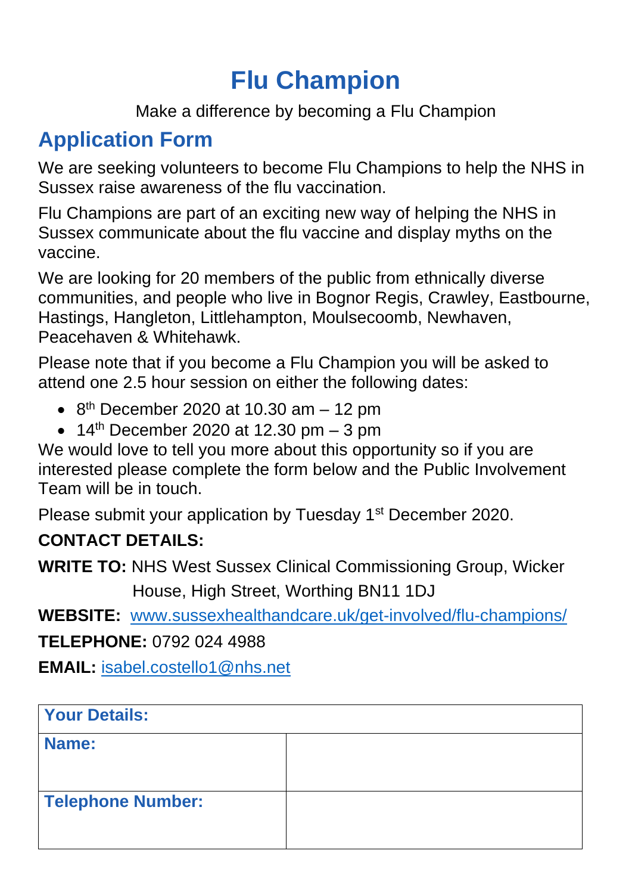# Flu Champion

Make a difference by becoming a Flu Champion

## Application Form

We are seeking volunteers to become Flu Champions to help the NHS in Sussex raise awareness of the flu vaccination.

Flu Champions are part of an exciting new way of helping the NHS in Sussex communicate about the flu vaccine and display myths on the vaccine.

We are looking for 20 members of the public from ethnically diverse communities, and people who live in Bognor Regis, Crawley, Eastbourne, Hastings, Hangleton, Littlehampton, Moulsecoomb, Newhaven, Peacehaven & Whitehawk.

Please note that if you become a Flu Champion you will be asked to attend one 2.5 hour session on either the following dates:

- 8th December 2020 at 10.30 am – 12 pm
- 14th December 2020 at 12.30 pm – 3 pm

We would love to tell you more about this opportunity so if you are interested please complete the form below and the Public Involvement Team will be in touch.

Please submit your application by Tuesday 1st December 2020.

**CONTACT DETAILS:**

**WRITE TO:** NHS West Sussex Clinical Commissioning Group, Wicker House, High Street, Worthing BN11 1DJ

**WEBSITE:** www.sussexhealthandcare.uk/get-involved/flu-champions/

**TELEPHONE:** 0792 024 4988

**EMAIL:** isabel.costello1@nhs.net

| Your Details: | |
|---|---|
| Name: | |
| Telephone Number: | |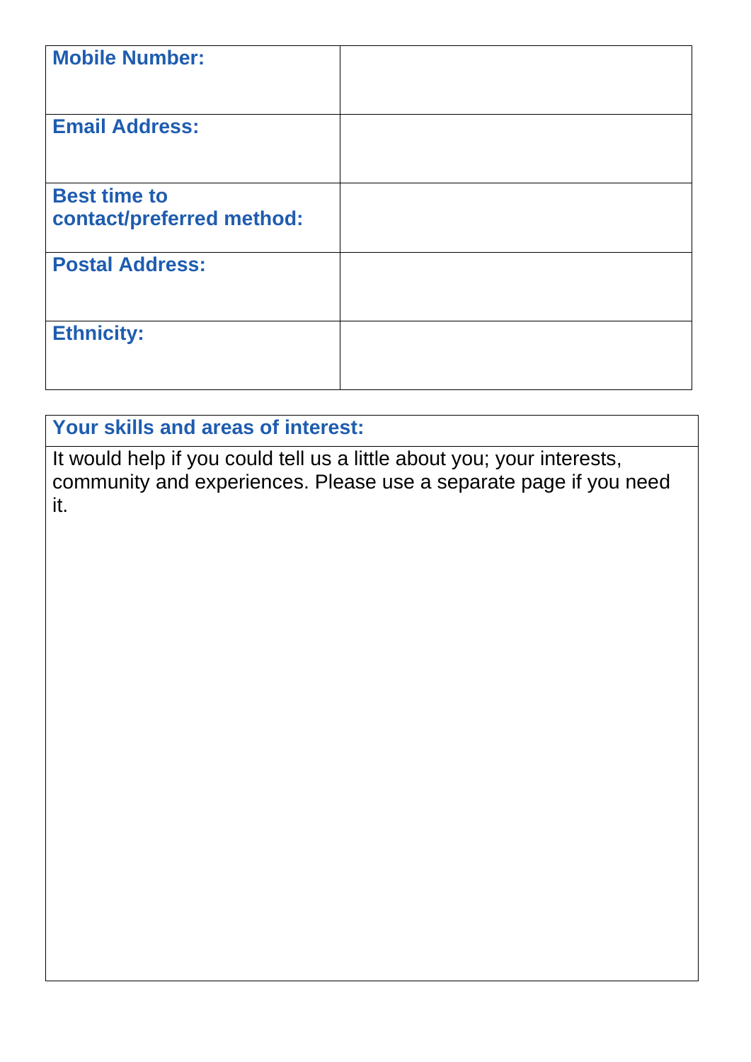| **Mobile Number:** | |
|---|---|
| **Email Address:** | |
| **Best time to contact/preferred method:** | |
| **Postal Address:** | |
| **Ethnicity:** | |

| **Your skills and areas of interest:** |
|---|
| It would help if you could tell us a little about you; your interests, community and experiences. Please use a separate page if you need it. |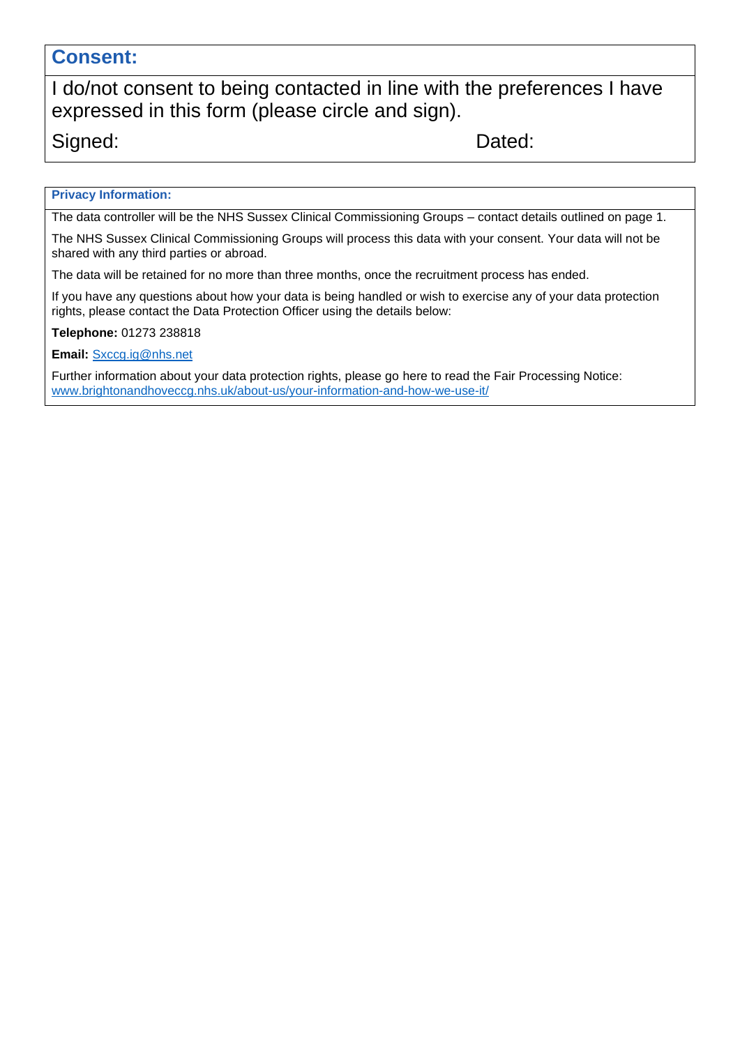## Consent:

I do/not consent to being contacted in line with the preferences I have expressed in this form (please circle and sign).

Signed: Dated:

**Privacy Information:**

The data controller will be the NHS Sussex Clinical Commissioning Groups – contact details outlined on page 1.

The NHS Sussex Clinical Commissioning Groups will process this data with your consent. Your data will not be shared with any third parties or abroad.

The data will be retained for no more than three months, once the recruitment process has ended.

If you have any questions about how your data is being handled or wish to exercise any of your data protection rights, please contact the Data Protection Officer using the details below:

**Telephone:** 01273 238818

**Email:** Sxccg.ig@nhs.net

Further information about your data protection rights, please go here to read the Fair Processing Notice: www.brightonandhoveccg.nhs.uk/about-us/your-information-and-how-we-use-it/